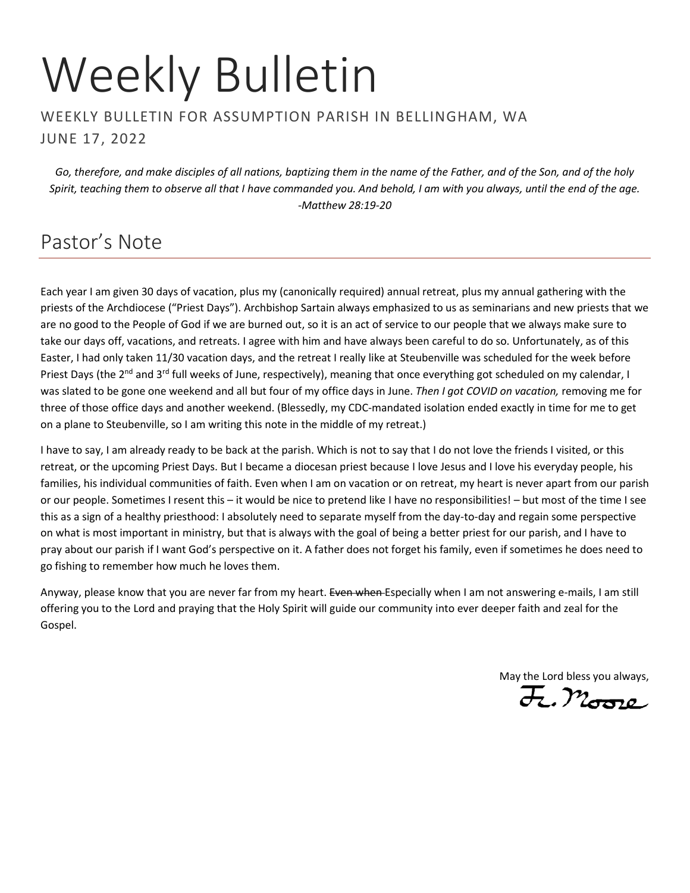# Weekly Bulletin

WEEKLY BULLETIN FOR ASSUMPTION PARISH IN BELLINGHAM, WA

JUNE 17, 2022

*Go, therefore, and make disciples of all nations, baptizing them in the name of the Father, and of the Son, and of the holy Spirit, teaching them to observe all that I have commanded you. And behold, I am with you always, until the end of the age. -Matthew 28:19-20*

## Pastor's Note

Each year I am given 30 days of vacation, plus my (canonically required) annual retreat, plus my annual gathering with the priests of the Archdiocese ("Priest Days"). Archbishop Sartain always emphasized to us as seminarians and new priests that we are no good to the People of God if we are burned out, so it is an act of service to our people that we always make sure to take our days off, vacations, and retreats. I agree with him and have always been careful to do so. Unfortunately, as of this Easter, I had only taken 11/30 vacation days, and the retreat I really like at Steubenville was scheduled for the week before Priest Days (the 2nd and 3rd full weeks of June, respectively), meaning that once everything got scheduled on my calendar, I was slated to be gone one weekend and all but four of my office days in June. *Then I got COVID on vacation,* removing me for three of those office days and another weekend. (Blessedly, my CDC-mandated isolation ended exactly in time for me to get on a plane to Steubenville, so I am writing this note in the middle of my retreat.)

I have to say, I am already ready to be back at the parish. Which is not to say that I do not love the friends I visited, or this retreat, or the upcoming Priest Days. But I became a diocesan priest because I love Jesus and I love his everyday people, his families, his individual communities of faith. Even when I am on vacation or on retreat, my heart is never apart from our parish or our people. Sometimes I resent this – it would be nice to pretend like I have no responsibilities! – but most of the time I see this as a sign of a healthy priesthood: I absolutely need to separate myself from the day-to-day and regain some perspective on what is most important in ministry, but that is always with the goal of being a better priest for our parish, and I have to pray about our parish if I want God's perspective on it. A father does not forget his family, even if sometimes he does need to go fishing to remember how much he loves them.

Anyway, please know that you are never far from my heart. ~~Even when~~ Especially when I am not answering e-mails, I am still offering you to the Lord and praying that the Holy Spirit will guide our community into ever deeper faith and zeal for the Gospel.

May the Lord bless you always,

Fr. Moore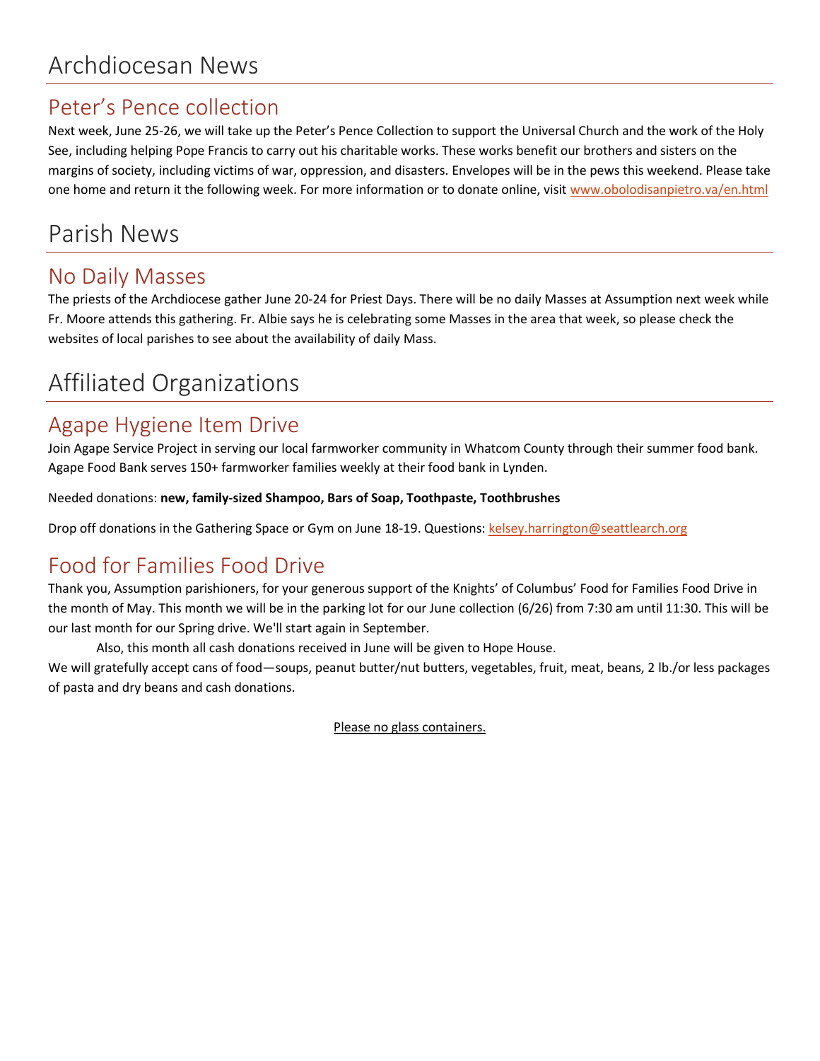# Archdiocesan News

## Peter's Pence collection

Next week, June 25-26, we will take up the Peter's Pence Collection to support the Universal Church and the work of the Holy See, including helping Pope Francis to carry out his charitable works. These works benefit our brothers and sisters on the margins of society, including victims of war, oppression, and disasters. Envelopes will be in the pews this weekend. Please take one home and return it the following week. For more information or to donate online, visit www.obolodisanpietro.va/en.html

# Parish News

## No Daily Masses

The priests of the Archdiocese gather June 20-24 for Priest Days. There will be no daily Masses at Assumption next week while Fr. Moore attends this gathering. Fr. Albie says he is celebrating some Masses in the area that week, so please check the websites of local parishes to see about the availability of daily Mass.

# Affiliated Organizations

## Agape Hygiene Item Drive

Join Agape Service Project in serving our local farmworker community in Whatcom County through their summer food bank. Agape Food Bank serves 150+ farmworker families weekly at their food bank in Lynden.

Needed donations: **new, family-sized Shampoo, Bars of Soap, Toothpaste, Toothbrushes**

Drop off donations in the Gathering Space or Gym on June 18-19. Questions: kelsey.harrington@seattlearch.org

## Food for Families Food Drive

Thank you, Assumption parishioners, for your generous support of the Knights' of Columbus' Food for Families Food Drive in the month of May. This month we will be in the parking lot for our June collection (6/26) from 7:30 am until 11:30. This will be our last month for our Spring drive. We'll start again in September.

Also, this month all cash donations received in June will be given to Hope House.

We will gratefully accept cans of food—soups, peanut butter/nut butters, vegetables, fruit, meat, beans, 2 lb./or less packages of pasta and dry beans and cash donations.

Please no glass containers.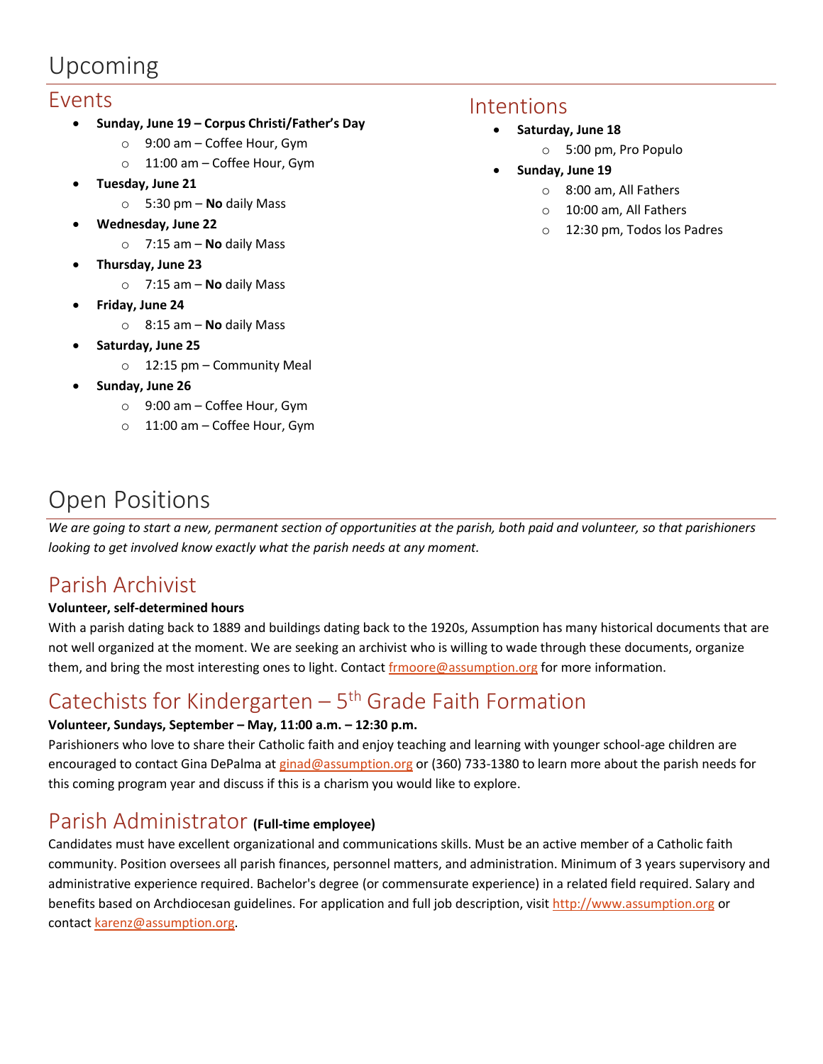# Upcoming

## Events

- **Sunday, June 19 – Corpus Christi/Father's Day**
    - 9:00 am – Coffee Hour, Gym
    - 11:00 am – Coffee Hour, Gym
- **Tuesday, June 21**
    - 5:30 pm – **No** daily Mass
- **Wednesday, June 22**
    - 7:15 am – **No** daily Mass
- **Thursday, June 23**
    - 7:15 am – **No** daily Mass
- **Friday, June 24**
    - 8:15 am – **No** daily Mass
- **Saturday, June 25**
    - 12:15 pm – Community Meal
- **Sunday, June 26**
    - 9:00 am – Coffee Hour, Gym
    - 11:00 am – Coffee Hour, Gym

## Intentions

- **Saturday, June 18**
    - 5:00 pm, Pro Populo
- **Sunday, June 19**
    - 8:00 am, All Fathers
    - 10:00 am, All Fathers
    - 12:30 pm, Todos los Padres

# Open Positions

*We are going to start a new, permanent section of opportunities at the parish, both paid and volunteer, so that parishioners looking to get involved know exactly what the parish needs at any moment.*

## Parish Archivist

**Volunteer, self-determined hours**

With a parish dating back to 1889 and buildings dating back to the 1920s, Assumption has many historical documents that are not well organized at the moment. We are seeking an archivist who is willing to wade through these documents, organize them, and bring the most interesting ones to light. Contact frmoore@assumption.org for more information.

## Catechists for Kindergarten – 5th Grade Faith Formation

**Volunteer, Sundays, September – May, 11:00 a.m. – 12:30 p.m.**

Parishioners who love to share their Catholic faith and enjoy teaching and learning with younger school-age children are encouraged to contact Gina DePalma at ginad@assumption.org or (360) 733-1380 to learn more about the parish needs for this coming program year and discuss if this is a charism you would like to explore.

## Parish Administrator **(Full-time employee)**

Candidates must have excellent organizational and communications skills. Must be an active member of a Catholic faith community. Position oversees all parish finances, personnel matters, and administration. Minimum of 3 years supervisory and administrative experience required. Bachelor's degree (or commensurate experience) in a related field required. Salary and benefits based on Archdiocesan guidelines. For application and full job description, visit http://www.assumption.org or contact karenz@assumption.org.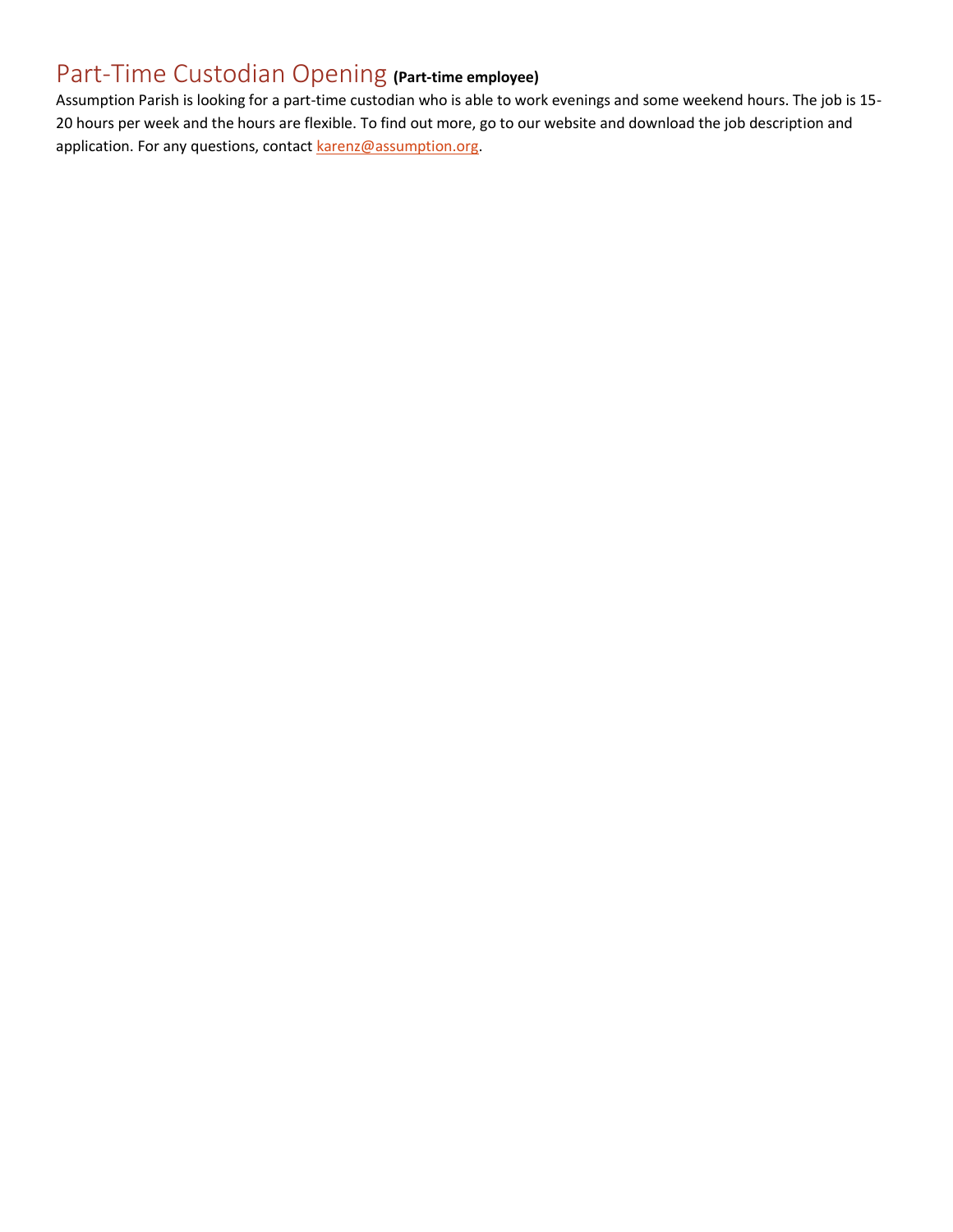## Part-Time Custodian Opening **(Part-time employee)**

Assumption Parish is looking for a part-time custodian who is able to work evenings and some weekend hours. The job is 15-20 hours per week and the hours are flexible. To find out more, go to our website and download the job description and application. For any questions, contact karenz@assumption.org.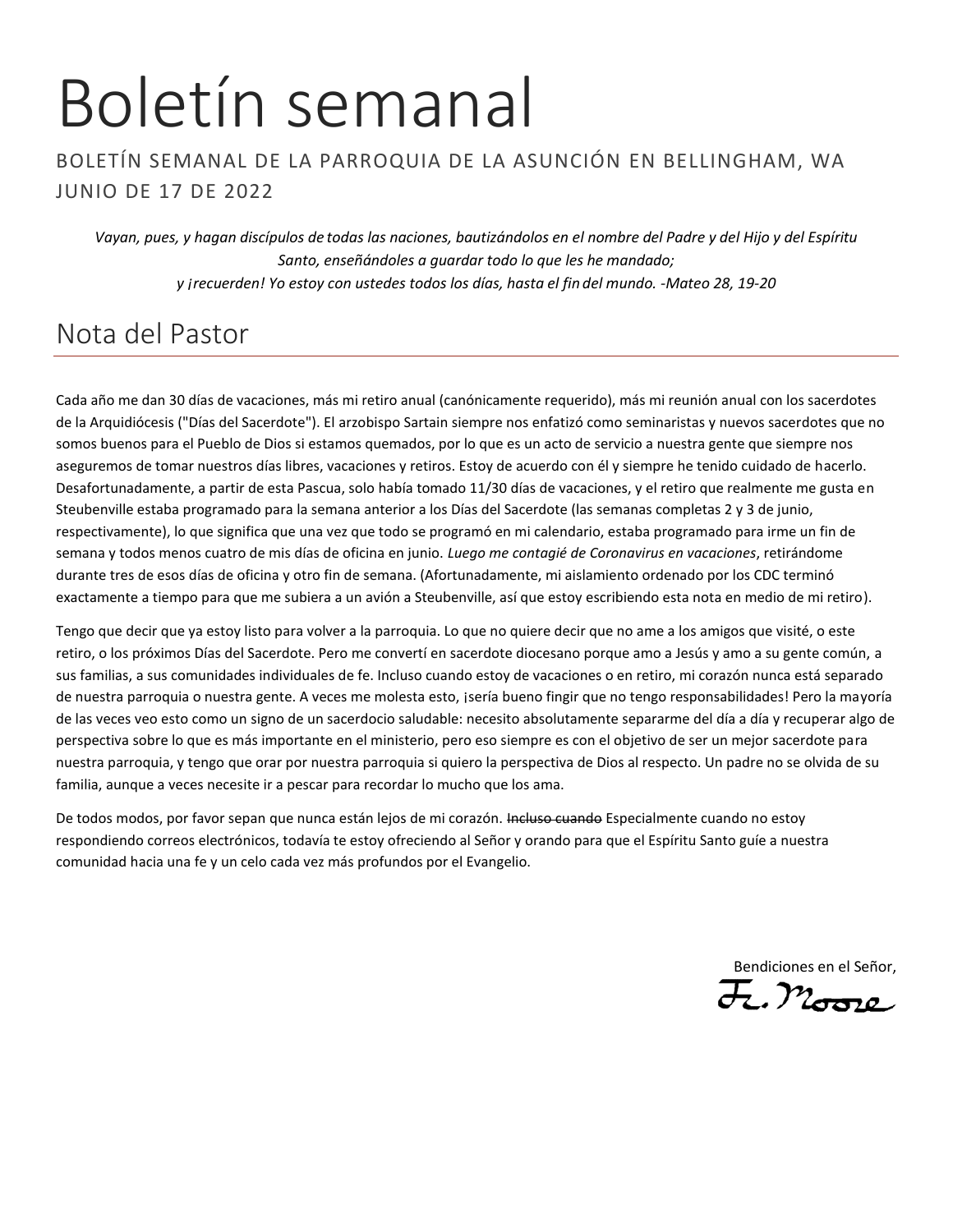# Boletín semanal

BOLETÍN SEMANAL DE LA PARROQUIA DE LA ASUNCIÓN EN BELLINGHAM, WA
JUNIO DE 17 DE 2022

*Vayan, pues, y hagan discípulos de todas las naciones, bautizándolos en el nombre del Padre y del Hijo y del Espíritu Santo, enseñándoles a guardar todo lo que les he mandado;*
*y ¡recuerden! Yo estoy con ustedes todos los días, hasta el fin del mundo. -Mateo 28, 19-20*

## Nota del Pastor

Cada año me dan 30 días de vacaciones, más mi retiro anual (canónicamente requerido), más mi reunión anual con los sacerdotes de la Arquidiócesis ("Días del Sacerdote"). El arzobispo Sartain siempre nos enfatizó como seminaristas y nuevos sacerdotes que no somos buenos para el Pueblo de Dios si estamos quemados, por lo que es un acto de servicio a nuestra gente que siempre nos aseguremos de tomar nuestros días libres, vacaciones y retiros. Estoy de acuerdo con él y siempre he tenido cuidado de hacerlo. Desafortunadamente, a partir de esta Pascua, solo había tomado 11/30 días de vacaciones, y el retiro que realmente me gusta en Steubenville estaba programado para la semana anterior a los Días del Sacerdote (las semanas completas 2 y 3 de junio, respectivamente), lo que significa que una vez que todo se programó en mi calendario, estaba programado para irme un fin de semana y todos menos cuatro de mis días de oficina en junio. *Luego me contagié de Coronavirus en vacaciones*, retirándome durante tres de esos días de oficina y otro fin de semana. (Afortunadamente, mi aislamiento ordenado por los CDC terminó exactamente a tiempo para que me subiera a un avión a Steubenville, así que estoy escribiendo esta nota en medio de mi retiro).

Tengo que decir que ya estoy listo para volver a la parroquia. Lo que no quiere decir que no ame a los amigos que visité, o este retiro, o los próximos Días del Sacerdote. Pero me convertí en sacerdote diocesano porque amo a Jesús y amo a su gente común, a sus familias, a sus comunidades individuales de fe. Incluso cuando estoy de vacaciones o en retiro, mi corazón nunca está separado de nuestra parroquia o nuestra gente. A veces me molesta esto, ¡sería bueno fingir que no tengo responsabilidades! Pero la mayoría de las veces veo esto como un signo de un sacerdocio saludable: necesito absolutamente separarme del día a día y recuperar algo de perspectiva sobre lo que es más importante en el ministerio, pero eso siempre es con el objetivo de ser un mejor sacerdote para nuestra parroquia, y tengo que orar por nuestra parroquia si quiero la perspectiva de Dios al respecto. Un padre no se olvida de su familia, aunque a veces necesite ir a pescar para recordar lo mucho que los ama.

De todos modos, por favor sepan que nunca están lejos de mi corazón. ~~Incluso cuando~~ Especialmente cuando no estoy respondiendo correos electrónicos, todavía te estoy ofreciendo al Señor y orando para que el Espíritu Santo guíe a nuestra comunidad hacia una fe y un celo cada vez más profundos por el Evangelio.

Bendiciones en el Señor,
Fr. Moore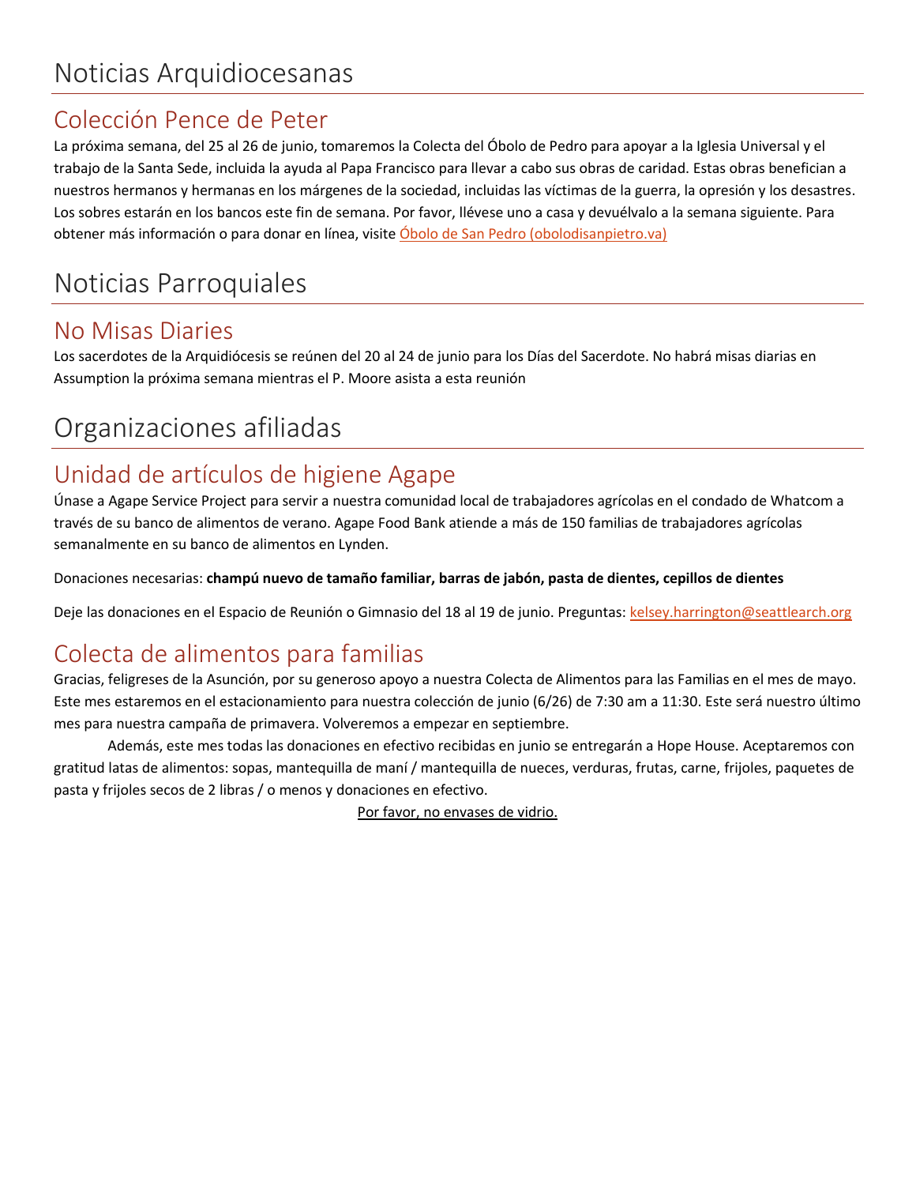# Noticias Arquidiocesanas

## Colección Pence de Peter

La próxima semana, del 25 al 26 de junio, tomaremos la Colecta del Óbolo de Pedro para apoyar a la Iglesia Universal y el trabajo de la Santa Sede, incluida la ayuda al Papa Francisco para llevar a cabo sus obras de caridad. Estas obras benefician a nuestros hermanos y hermanas en los márgenes de la sociedad, incluidas las víctimas de la guerra, la opresión y los desastres. Los sobres estarán en los bancos este fin de semana. Por favor, llévese uno a casa y devuélvalo a la semana siguiente. Para obtener más información o para donar en línea, visite Óbolo de San Pedro (obolodisanpietro.va)

# Noticias Parroquiales

## No Misas Diaries

Los sacerdotes de la Arquidiócesis se reúnen del 20 al 24 de junio para los Días del Sacerdote. No habrá misas diarias en Assumption la próxima semana mientras el P. Moore asista a esta reunión

# Organizaciones afiliadas

## Unidad de artículos de higiene Agape

Únase a Agape Service Project para servir a nuestra comunidad local de trabajadores agrícolas en el condado de Whatcom a través de su banco de alimentos de verano. Agape Food Bank atiende a más de 150 familias de trabajadores agrícolas semanalmente en su banco de alimentos en Lynden.

Donaciones necesarias: **champú nuevo de tamaño familiar, barras de jabón, pasta de dientes, cepillos de dientes**

Deje las donaciones en el Espacio de Reunión o Gimnasio del 18 al 19 de junio. Preguntas: kelsey.harrington@seattlearch.org

## Colecta de alimentos para familias

Gracias, feligreses de la Asunción, por su generoso apoyo a nuestra Colecta de Alimentos para las Familias en el mes de mayo. Este mes estaremos en el estacionamiento para nuestra colección de junio (6/26) de 7:30 am a 11:30. Este será nuestro último mes para nuestra campaña de primavera. Volveremos a empezar en septiembre.

Además, este mes todas las donaciones en efectivo recibidas en junio se entregarán a Hope House. Aceptaremos con gratitud latas de alimentos: sopas, mantequilla de maní / mantequilla de nueces, verduras, frutas, carne, frijoles, paquetes de pasta y frijoles secos de 2 libras / o menos y donaciones en efectivo.

Por favor, no envases de vidrio.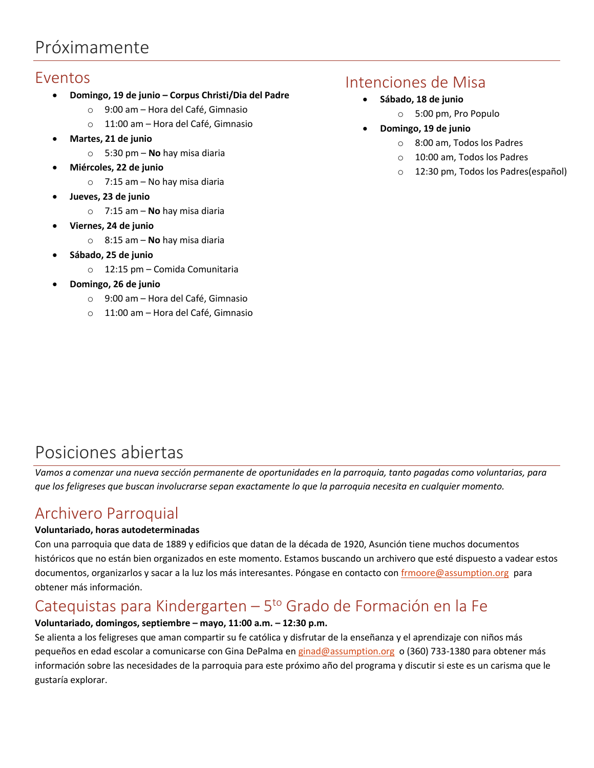# Próximamente

## Eventos

- **Domingo, 19 de junio – Corpus Christi/Dia del Padre**
  - 9:00 am – Hora del Café, Gimnasio
  - 11:00 am – Hora del Café, Gimnasio
- **Martes, 21 de junio**
  - 5:30 pm – **No** hay misa diaria
- **Miércoles, 22 de junio**
  - 7:15 am – No hay misa diaria
- **Jueves, 23 de junio**
  - 7:15 am – **No** hay misa diaria
- **Viernes, 24 de junio**
  - 8:15 am – **No** hay misa diaria
- **Sábado, 25 de junio**
  - 12:15 pm – Comida Comunitaria
- **Domingo, 26 de junio**
  - 9:00 am – Hora del Café, Gimnasio
  - 11:00 am – Hora del Café, Gimnasio

## Intenciones de Misa

- **Sábado, 18 de junio**
  - 5:00 pm, Pro Populo
- **Domingo, 19 de junio**
  - 8:00 am, Todos los Padres
  - 10:00 am, Todos los Padres
  - 12:30 pm, Todos los Padres(español)

# Posiciones abiertas

*Vamos a comenzar una nueva sección permanente de oportunidades en la parroquia, tanto pagadas como voluntarias, para que los feligreses que buscan involucrarse sepan exactamente lo que la parroquia necesita en cualquier momento.*

## Archivero Parroquial

**Voluntariado, horas autodeterminadas**

Con una parroquia que data de 1889 y edificios que datan de la década de 1920, Asunción tiene muchos documentos históricos que no están bien organizados en este momento. Estamos buscando un archivero que esté dispuesto a vadear estos documentos, organizarlos y sacar a la luz los más interesantes. Póngase en contacto con frmoore@assumption.org para obtener más información.

## Catequistas para Kindergarten – 5to Grado de Formación en la Fe

**Voluntariado, domingos, septiembre – mayo, 11:00 a.m. – 12:30 p.m.**

Se alienta a los feligreses que aman compartir su fe católica y disfrutar de la enseñanza y el aprendizaje con niños más pequeños en edad escolar a comunicarse con Gina DePalma en ginad@assumption.org o (360) 733-1380 para obtener más información sobre las necesidades de la parroquia para este próximo año del programa y discutir si este es un carisma que le gustaría explorar.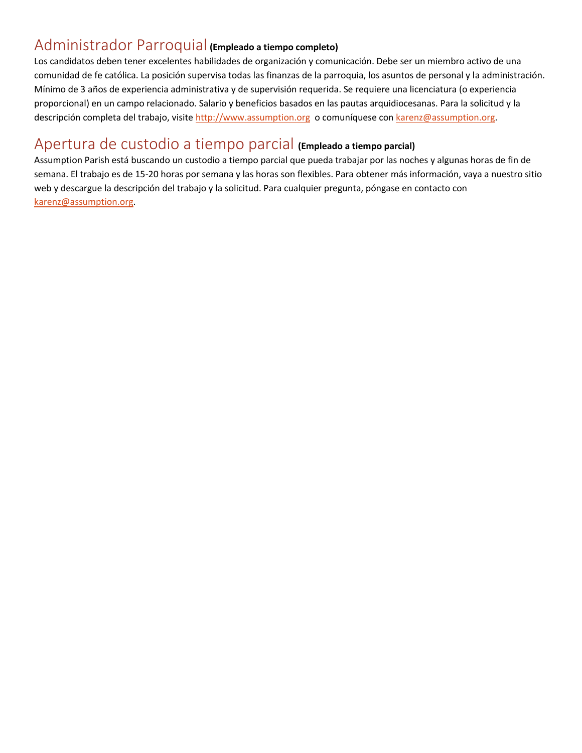## Administrador Parroquial **(Empleado a tiempo completo)**

Los candidatos deben tener excelentes habilidades de organización y comunicación. Debe ser un miembro activo de una comunidad de fe católica. La posición supervisa todas las finanzas de la parroquia, los asuntos de personal y la administración. Mínimo de 3 años de experiencia administrativa y de supervisión requerida. Se requiere una licenciatura (o experiencia proporcional) en un campo relacionado. Salario y beneficios basados en las pautas arquidiocesanas. Para la solicitud y la descripción completa del trabajo, visite http://www.assumption.org o comuníquese con karenz@assumption.org.

## Apertura de custodio a tiempo parcial **(Empleado a tiempo parcial)**

Assumption Parish está buscando un custodio a tiempo parcial que pueda trabajar por las noches y algunas horas de fin de semana. El trabajo es de 15-20 horas por semana y las horas son flexibles. Para obtener más información, vaya a nuestro sitio web y descargue la descripción del trabajo y la solicitud. Para cualquier pregunta, póngase en contacto con karenz@assumption.org.